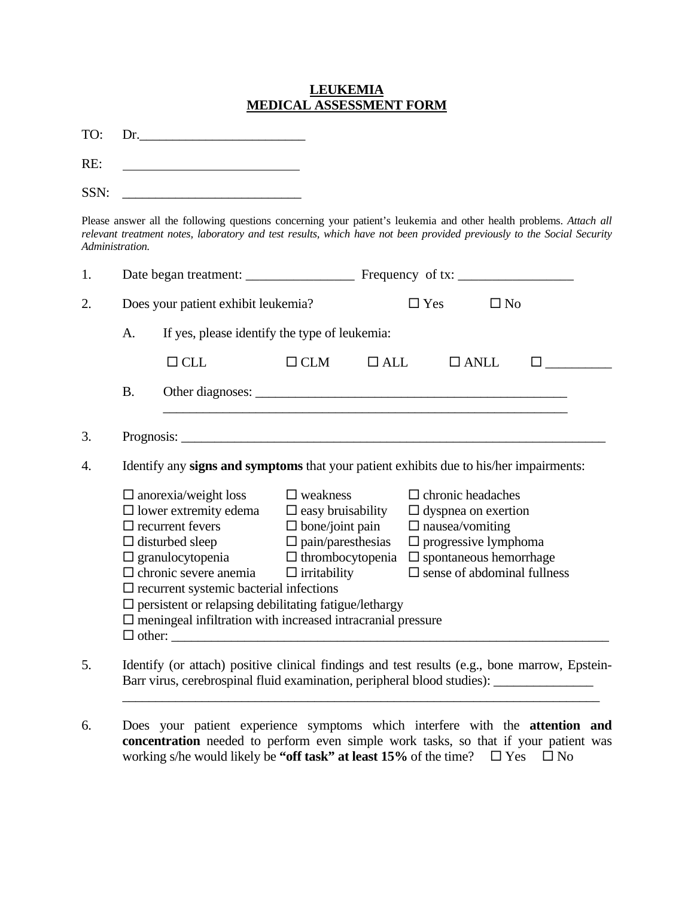# LEUKEMIA
# MEDICAL ASSESSMENT FORM

TO: Dr.________________________

RE: ________________________

SSN: ________________________

Please answer all the following questions concerning your patient's leukemia and other health problems. *Attach all relevant treatment notes, laboratory and test results, which have not been provided previously to the Social Security Administration.*

1. Date began treatment: ________________ Frequency of tx: _________________

2. Does your patient exhibit leukemia? ☐ Yes ☐ No

   A. If yes, please identify the type of leukemia:

      ☐ CLL ☐ CLM ☐ ALL ☐ ANLL ☐ __________

   B. Other diagnoses: ________________________________________________
   ______________________________________________________________

3. Prognosis: ________________________________________________________________

4. Identify any **signs and symptoms** that your patient exhibits due to his/her impairments:

   ☐ anorexia/weight loss ☐ weakness ☐ chronic headaches
   ☐ lower extremity edema ☐ easy bruisability ☐ dyspnea on exertion
   ☐ recurrent fevers ☐ bone/joint pain ☐ nausea/vomiting
   ☐ disturbed sleep ☐ pain/paresthesias ☐ progressive lymphoma
   ☐ granulocytopenia ☐ thrombocytopenia ☐ spontaneous hemorrhage
   ☐ chronic severe anemia ☐ irritability ☐ sense of abdominal fullness
   ☐ recurrent systemic bacterial infections
   ☐ persistent or relapsing debilitating fatigue/lethargy
   ☐ meningeal infiltration with increased intracranial pressure
   ☐ other: __________________________________________________________________

5. Identify (or attach) positive clinical findings and test results (e.g., bone marrow, Epstein-Barr virus, cerebrospinal fluid examination, peripheral blood studies): _______________
   ________________________________________________________________________

6. Does your patient experience symptoms which interfere with the **attention and concentration** needed to perform even simple work tasks, so that if your patient was working s/he would likely be **"off task" at least 15%** of the time? ☐ Yes ☐ No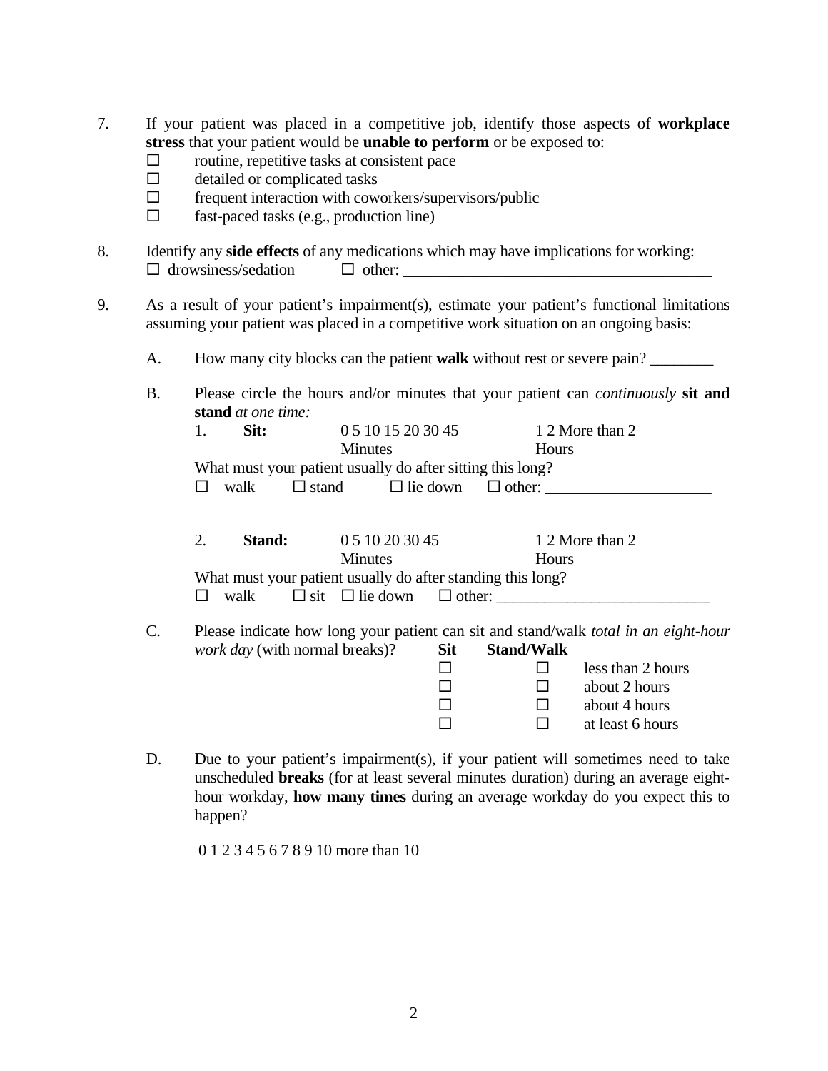7. If your patient was placed in a competitive job, identify those aspects of **workplace stress** that your patient would be **unable to perform** or be exposed to:
   - ☐ routine, repetitive tasks at consistent pace
   - ☐ detailed or complicated tasks
   - ☐ frequent interaction with coworkers/supervisors/public
   - ☐ fast-paced tasks (e.g., production line)

8. Identify any **side effects** of any medications which may have implications for working:
   ☐ drowsiness/sedation ☐ other: ______________________________________

9. As a result of your patient's impairment(s), estimate your patient's functional limitations assuming your patient was placed in a competitive work situation on an ongoing basis:

   A. How many city blocks can the patient **walk** without rest or severe pain? ________

   B. Please circle the hours and/or minutes that your patient can *continuously* **sit and stand** *at one time:*

      1. **Sit:** 0 5 10 15 20 30 45 (Minutes) 1 2 More than 2 (Hours)

         What must your patient usually do after sitting this long?
         ☐ walk ☐ stand ☐ lie down ☐ other: ____________________

      2. **Stand:** 0 5 10 20 30 45 (Minutes) 1 2 More than 2 (Hours)

         What must your patient usually do after standing this long?
         ☐ walk ☐ sit ☐ lie down ☐ other: __________________________

   C. Please indicate how long your patient can sit and stand/walk *total in an eight-hour work day* (with normal breaks)?

      | Sit | Stand/Walk | |
      |---|---|---|
      | ☐ | ☐ | less than 2 hours |
      | ☐ | ☐ | about 2 hours |
      | ☐ | ☐ | about 4 hours |
      | ☐ | ☐ | at least 6 hours |

   D. Due to your patient's impairment(s), if your patient will sometimes need to take unscheduled **breaks** (for at least several minutes duration) during an average eight-hour workday, **how many times** during an average workday do you expect this to happen?

      0 1 2 3 4 5 6 7 8 9 10 more than 10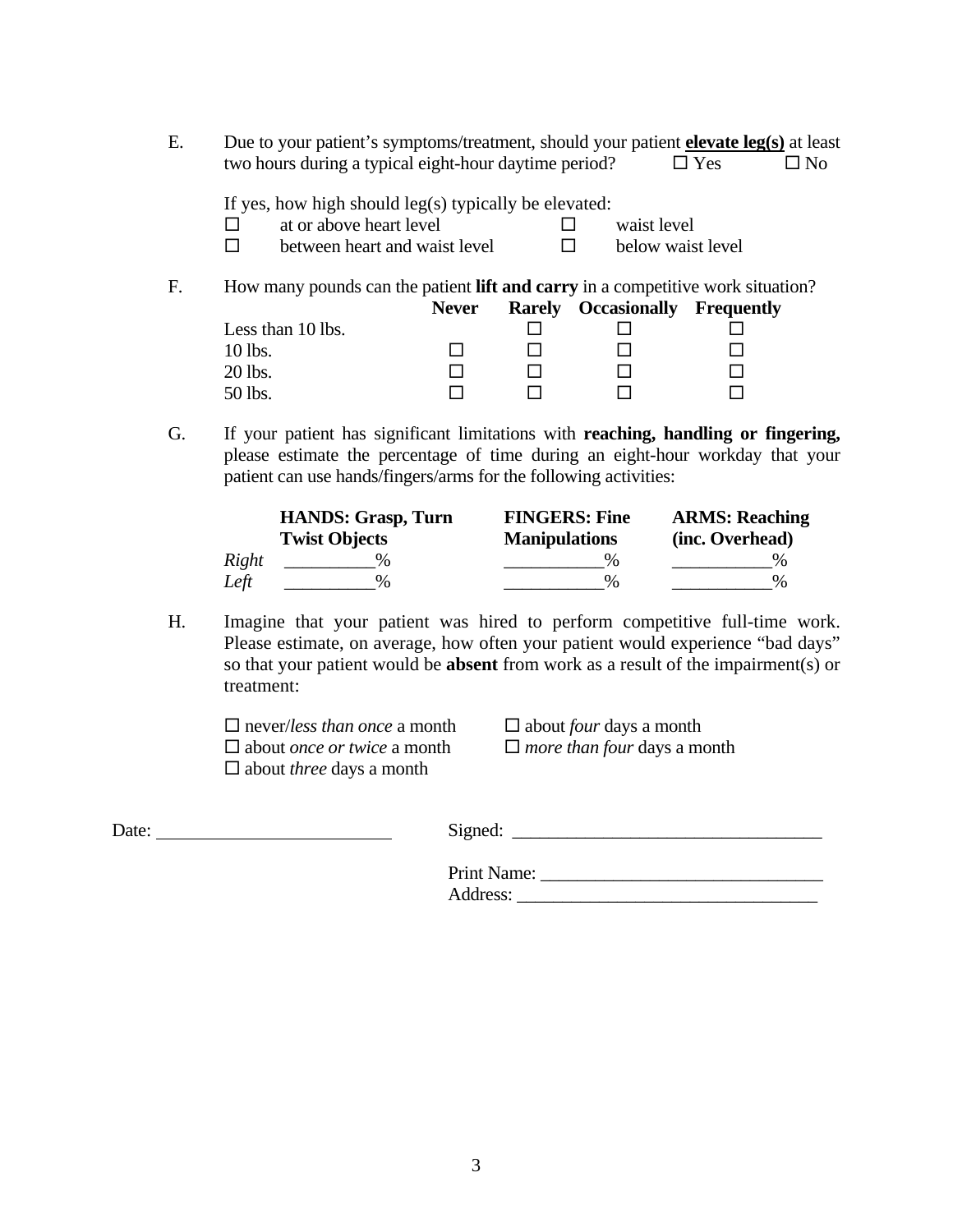E. Due to your patient's symptoms/treatment, should your patient **elevate leg(s)** at least two hours during a typical eight-hour daytime period? ☐ Yes ☐ No

If yes, how high should leg(s) typically be elevated:

| | | | |
|---|---|---|---|
| ☐ | at or above heart level | ☐ | waist level |
| ☐ | between heart and waist level | ☐ | below waist level |

F. How many pounds can the patient **lift and carry** in a competitive work situation?

| | **Never** | **Rarely** | **Occasionally** | **Frequently** |
|---|---|---|---|---|
| Less than 10 lbs. | | ☐ | ☐ | ☐ |
| 10 lbs. | ☐ | ☐ | ☐ | ☐ |
| 20 lbs. | ☐ | ☐ | ☐ | ☐ |
| 50 lbs. | ☐ | ☐ | ☐ | ☐ |

G. If your patient has significant limitations with **reaching, handling or fingering,** please estimate the percentage of time during an eight-hour workday that your patient can use hands/fingers/arms for the following activities:

| | **HANDS: Grasp, Turn Twist Objects** | **FINGERS: Fine Manipulations** | **ARMS: Reaching (inc. Overhead)** |
|---|---|---|---|
| *Right* | __________% | ___________% | ___________% |
| *Left* | __________% | ___________% | ___________% |

H. Imagine that your patient was hired to perform competitive full-time work. Please estimate, on average, how often your patient would experience "bad days" so that your patient would be **absent** from work as a result of the impairment(s) or treatment:

☐ never/*less than once* a month
☐ about *once or twice* a month
☐ about *three* days a month
☐ about *four* days a month
☐ *more than four* days a month

Date: __________________________

Signed: __________________________________

Print Name: _______________________________

Address: _________________________________